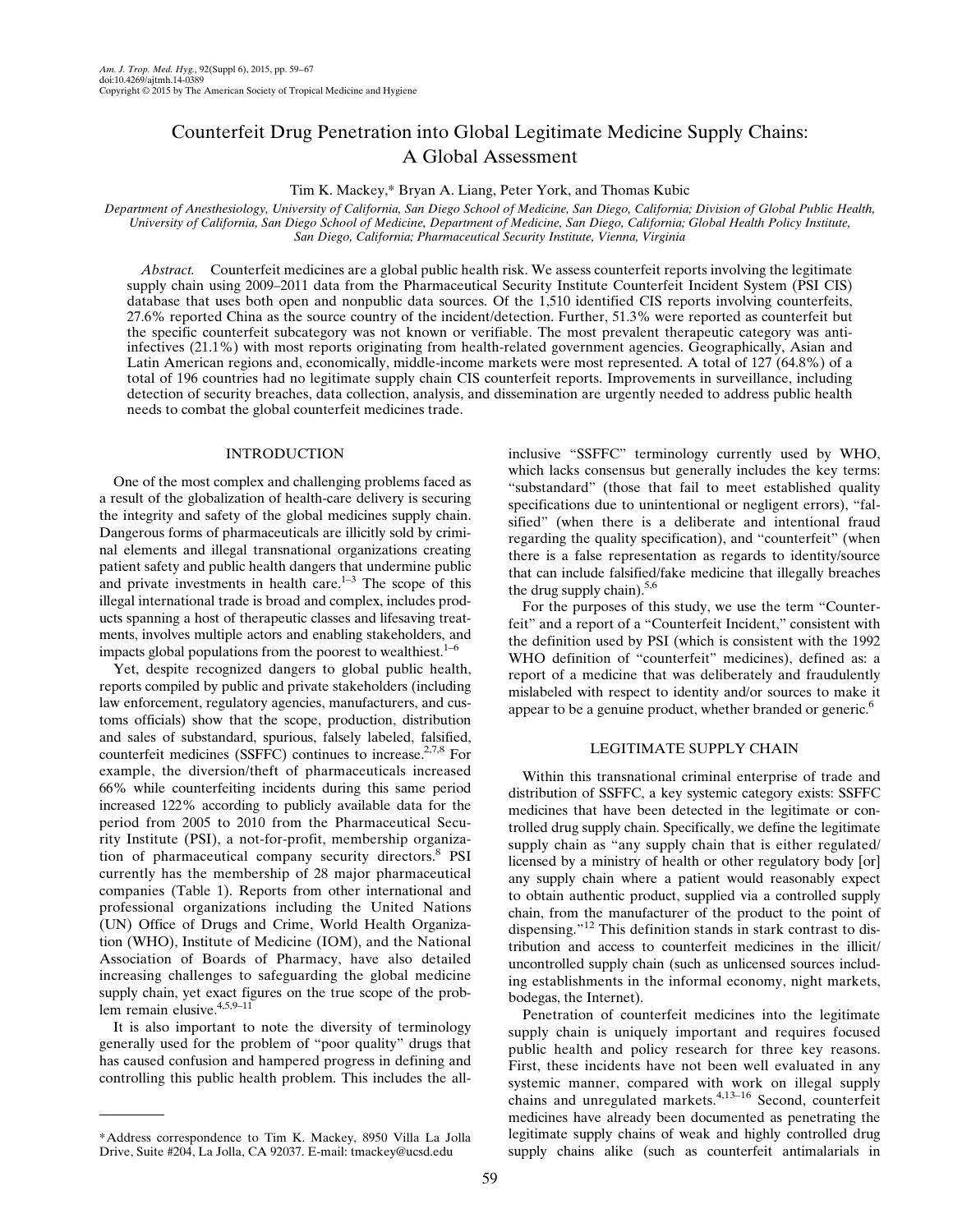# Counterfeit Drug Penetration into Global Legitimate Medicine Supply Chains: A Global Assessment

Tim K. Mackey,* Bryan A. Liang, Peter York, and Thomas Kubic

*Department of Anesthesiology, University of California, San Diego School of Medicine, San Diego, California; Division of Global Public Health, University of California, San Diego School of Medicine, Department of Medicine, San Diego, California; Global Health Policy Institute, San Diego, California; Pharmaceutical Security Institute, Vienna, Virginia*

*Abstract.* Counterfeit medicines are a global public health risk. We assess counterfeit reports involving the legitimate supply chain using 2009–2011 data from the Pharmaceutical Security Institute Counterfeit Incident System (PSI CIS) database that uses both open and nonpublic data sources. Of the 1,510 identified CIS reports involving counterfeits, 27.6% reported China as the source country of the incident/detection. Further, 51.3% were reported as counterfeit but the specific counterfeit subcategory was not known or verifiable. The most prevalent therapeutic category was anti-infectives (21.1%) with most reports originating from health-related government agencies. Geographically, Asian and Latin American regions and, economically, middle-income markets were most represented. A total of 127 (64.8%) of a total of 196 countries had no legitimate supply chain CIS counterfeit reports. Improvements in surveillance, including detection of security breaches, data collection, analysis, and dissemination are urgently needed to address public health needs to combat the global counterfeit medicines trade.

## INTRODUCTION

One of the most complex and challenging problems faced as a result of the globalization of health-care delivery is securing the integrity and safety of the global medicines supply chain. Dangerous forms of pharmaceuticals are illicitly sold by criminal elements and illegal transnational organizations creating patient safety and public health dangers that undermine public and private investments in health care.[1–3] The scope of this illegal international trade is broad and complex, includes products spanning a host of therapeutic classes and lifesaving treatments, involves multiple actors and enabling stakeholders, and impacts global populations from the poorest to wealthiest.[1–6]

Yet, despite recognized dangers to global public health, reports compiled by public and private stakeholders (including law enforcement, regulatory agencies, manufacturers, and customs officials) show that the scope, production, distribution and sales of substandard, spurious, falsely labeled, falsified, counterfeit medicines (SSFFC) continues to increase.[2,7,8] For example, the diversion/theft of pharmaceuticals increased 66% while counterfeiting incidents during this same period increased 122% according to publicly available data for the period from 2005 to 2010 from the Pharmaceutical Security Institute (PSI), a not-for-profit, membership organization of pharmaceutical company security directors.[8] PSI currently has the membership of 28 major pharmaceutical companies (Table 1). Reports from other international and professional organizations including the United Nations (UN) Office of Drugs and Crime, World Health Organization (WHO), Institute of Medicine (IOM), and the National Association of Boards of Pharmacy, have also detailed increasing challenges to safeguarding the global medicine supply chain, yet exact figures on the true scope of the problem remain elusive.[4,5,9–11]

It is also important to note the diversity of terminology generally used for the problem of "poor quality" drugs that has caused confusion and hampered progress in defining and controlling this public health problem. This includes the all-inclusive "SSFFC" terminology currently used by WHO, which lacks consensus but generally includes the key terms: "substandard" (those that fail to meet established quality specifications due to unintentional or negligent errors), "falsified" (when there is a deliberate and intentional fraud regarding the quality specification), and "counterfeit" (when there is a false representation as regards to identity/source that can include falsified/fake medicine that illegally breaches the drug supply chain).[5,6]

For the purposes of this study, we use the term "Counterfeit" and a report of a "Counterfeit Incident," consistent with the definition used by PSI (which is consistent with the 1992 WHO definition of "counterfeit" medicines), defined as: a report of a medicine that was deliberately and fraudulently mislabeled with respect to identity and/or sources to make it appear to be a genuine product, whether branded or generic.[6]

## LEGITIMATE SUPPLY CHAIN

Within this transnational criminal enterprise of trade and distribution of SSFFC, a key systemic category exists: SSFFC medicines that have been detected in the legitimate or controlled drug supply chain. Specifically, we define the legitimate supply chain as "any supply chain that is either regulated/licensed by a ministry of health or other regulatory body [or] any supply chain where a patient would reasonably expect to obtain authentic product, supplied via a controlled supply chain, from the manufacturer of the product to the point of dispensing."[12] This definition stands in stark contrast to distribution and access to counterfeit medicines in the illicit/uncontrolled supply chain (such as unlicensed sources including establishments in the informal economy, night markets, bodegas, the Internet).

Penetration of counterfeit medicines into the legitimate supply chain is uniquely important and requires focused public health and policy research for three key reasons. First, these incidents have not been well evaluated in any systemic manner, compared with work on illegal supply chains and unregulated markets.[4,13–16] Second, counterfeit medicines have already been documented as penetrating the legitimate supply chains of weak and highly controlled drug supply chains alike (such as counterfeit antimalarials in

*Address correspondence to Tim K. Mackey, 8950 Villa La Jolla Drive, Suite #204, La Jolla, CA 92037. E-mail: tmackey@ucsd.edu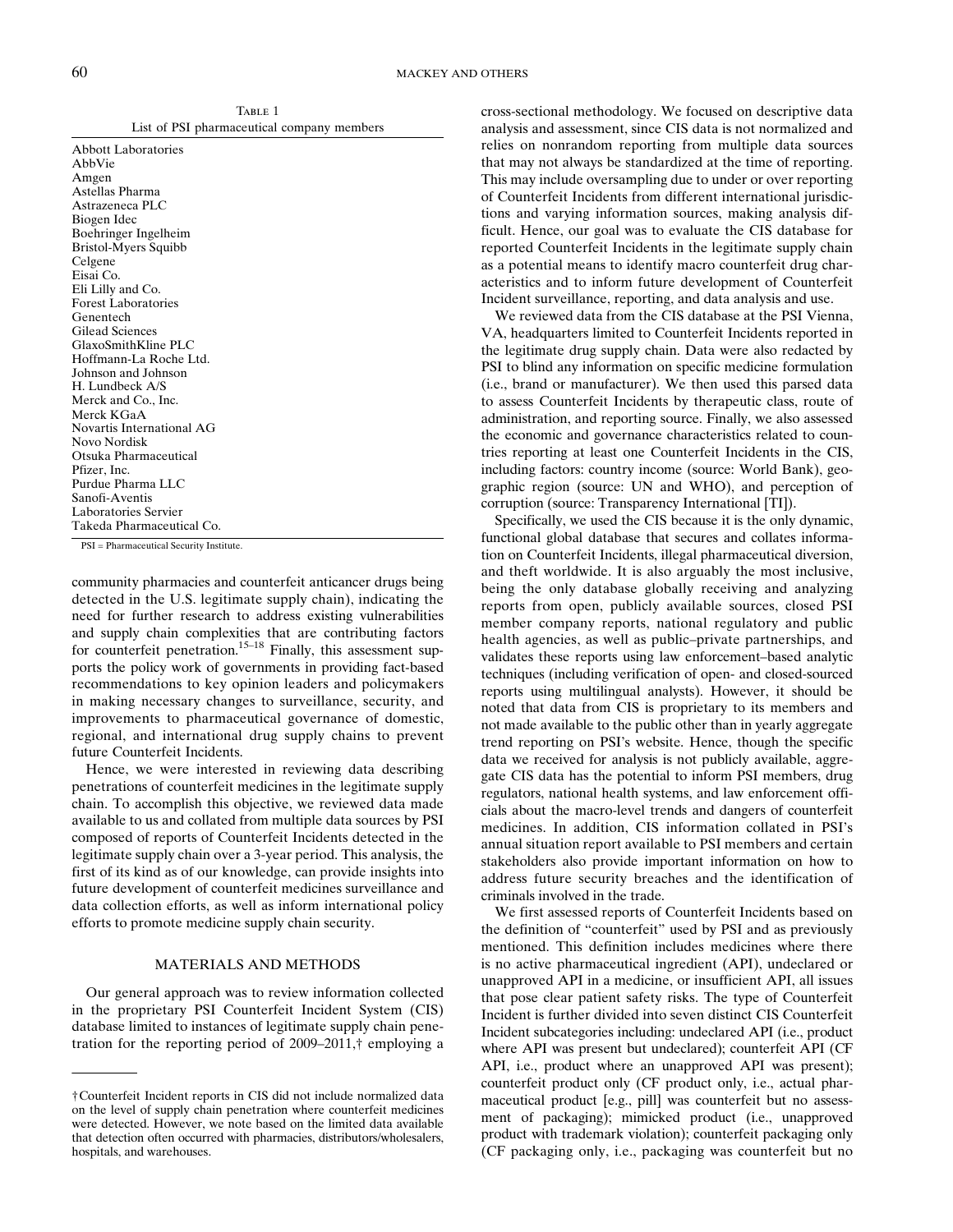Table 1
List of PSI pharmaceutical company members

| |
|---|
| Abbott Laboratories |
| AbbVie |
| Amgen |
| Astellas Pharma |
| Astrazeneca PLC |
| Biogen Idec |
| Boehringer Ingelheim |
| Bristol-Myers Squibb |
| Celgene |
| Eisai Co. |
| Eli Lilly and Co. |
| Forest Laboratories |
| Genentech |
| Gilead Sciences |
| GlaxoSmithKline PLC |
| Hoffmann-La Roche Ltd. |
| Johnson and Johnson |
| H. Lundbeck A/S |
| Merck and Co., Inc. |
| Merck KGaA |
| Novartis International AG |
| Novo Nordisk |
| Otsuka Pharmaceutical |
| Pfizer, Inc. |
| Purdue Pharma LLC |
| Sanofi-Aventis |
| Laboratories Servier |
| Takeda Pharmaceutical Co. |

PSI = Pharmaceutical Security Institute.

community pharmacies and counterfeit anticancer drugs being detected in the U.S. legitimate supply chain), indicating the need for further research to address existing vulnerabilities and supply chain complexities that are contributing factors for counterfeit penetration.[15–18] Finally, this assessment supports the policy work of governments in providing fact-based recommendations to key opinion leaders and policymakers in making necessary changes to surveillance, security, and improvements to pharmaceutical governance of domestic, regional, and international drug supply chains to prevent future Counterfeit Incidents.

Hence, we were interested in reviewing data describing penetrations of counterfeit medicines in the legitimate supply chain. To accomplish this objective, we reviewed data made available to us and collated from multiple data sources by PSI composed of reports of Counterfeit Incidents detected in the legitimate supply chain over a 3-year period. This analysis, the first of its kind as of our knowledge, can provide insights into future development of counterfeit medicines surveillance and data collection efforts, as well as inform international policy efforts to promote medicine supply chain security.

## MATERIALS AND METHODS

Our general approach was to review information collected in the proprietary PSI Counterfeit Incident System (CIS) database limited to instances of legitimate supply chain penetration for the reporting period of 2009–2011,† employing a cross-sectional methodology. We focused on descriptive data analysis and assessment, since CIS data is not normalized and relies on nonrandom reporting from multiple data sources that may not always be standardized at the time of reporting. This may include oversampling due to under or over reporting of Counterfeit Incidents from different international jurisdictions and varying information sources, making analysis difficult. Hence, our goal was to evaluate the CIS database for reported Counterfeit Incidents in the legitimate supply chain as a potential means to identify macro counterfeit drug characteristics and to inform future development of Counterfeit Incident surveillance, reporting, and data analysis and use.

We reviewed data from the CIS database at the PSI Vienna, VA, headquarters limited to Counterfeit Incidents reported in the legitimate drug supply chain. Data were also redacted by PSI to blind any information on specific medicine formulation (i.e., brand or manufacturer). We then used this parsed data to assess Counterfeit Incidents by therapeutic class, route of administration, and reporting source. Finally, we also assessed the economic and governance characteristics related to countries reporting at least one Counterfeit Incidents in the CIS, including factors: country income (source: World Bank), geographic region (source: UN and WHO), and perception of corruption (source: Transparency International [TI]).

Specifically, we used the CIS because it is the only dynamic, functional global database that secures and collates information on Counterfeit Incidents, illegal pharmaceutical diversion, and theft worldwide. It is also arguably the most inclusive, being the only database globally receiving and analyzing reports from open, publicly available sources, closed PSI member company reports, national regulatory and public health agencies, as well as public–private partnerships, and validates these reports using law enforcement–based analytic techniques (including verification of open- and closed-sourced reports using multilingual analysts). However, it should be noted that data from CIS is proprietary to its members and not made available to the public other than in yearly aggregate trend reporting on PSI's website. Hence, though the specific data we received for analysis is not publicly available, aggregate CIS data has the potential to inform PSI members, drug regulators, national health systems, and law enforcement officials about the macro-level trends and dangers of counterfeit medicines. In addition, CIS information collated in PSI's annual situation report available to PSI members and certain stakeholders also provide important information on how to address future security breaches and the identification of criminals involved in the trade.

We first assessed reports of Counterfeit Incidents based on the definition of "counterfeit" used by PSI and as previously mentioned. This definition includes medicines where there is no active pharmaceutical ingredient (API), undeclared or unapproved API in a medicine, or insufficient API, all issues that pose clear patient safety risks. The type of Counterfeit Incident is further divided into seven distinct CIS Counterfeit Incident subcategories including: undeclared API (i.e., product where API was present but undeclared); counterfeit API (CF API, i.e., product where an unapproved API was present); counterfeit product only (CF product only, i.e., actual pharmaceutical product [e.g., pill] was counterfeit but no assessment of packaging); mimicked product (i.e., unapproved product with trademark violation); counterfeit packaging only (CF packaging only, i.e., packaging was counterfeit but no

†Counterfeit Incident reports in CIS did not include normalized data on the level of supply chain penetration where counterfeit medicines were detected. However, we note based on the limited data available that detection often occurred with pharmacies, distributors/wholesalers, hospitals, and warehouses.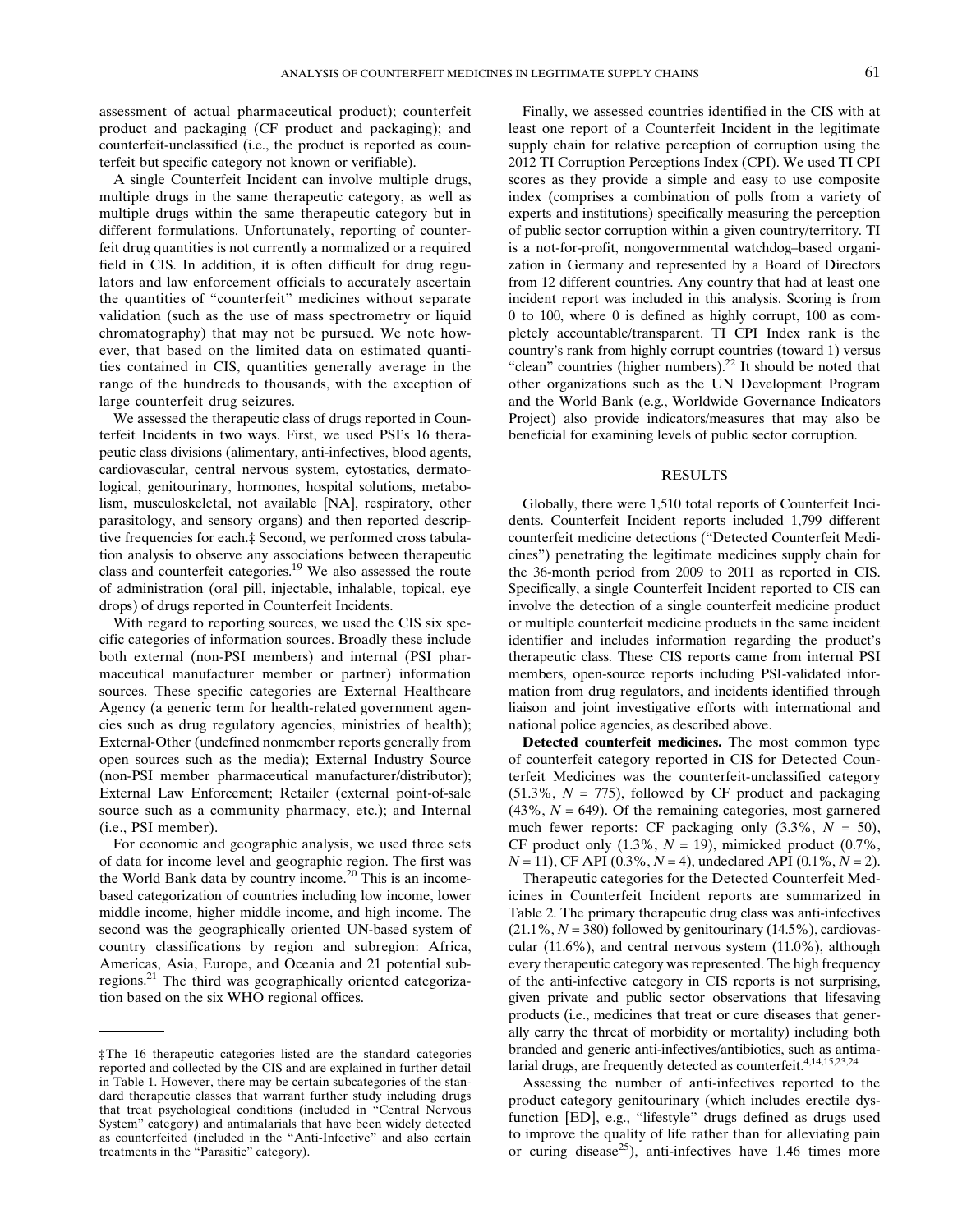assessment of actual pharmaceutical product); counterfeit product and packaging (CF product and packaging); and counterfeit-unclassified (i.e., the product is reported as counterfeit but specific category not known or verifiable).

A single Counterfeit Incident can involve multiple drugs, multiple drugs in the same therapeutic category, as well as multiple drugs within the same therapeutic category but in different formulations. Unfortunately, reporting of counterfeit drug quantities is not currently a normalized or a required field in CIS. In addition, it is often difficult for drug regulators and law enforcement officials to accurately ascertain the quantities of "counterfeit" medicines without separate validation (such as the use of mass spectrometry or liquid chromatography) that may not be pursued. We note however, that based on the limited data on estimated quantities contained in CIS, quantities generally average in the range of the hundreds to thousands, with the exception of large counterfeit drug seizures.

We assessed the therapeutic class of drugs reported in Counterfeit Incidents in two ways. First, we used PSI's 16 therapeutic class divisions (alimentary, anti-infectives, blood agents, cardiovascular, central nervous system, cytostatics, dermatological, genitourinary, hormones, hospital solutions, metabolism, musculoskeletal, not available [NA], respiratory, other parasitology, and sensory organs) and then reported descriptive frequencies for each.‡ Second, we performed cross tabulation analysis to observe any associations between therapeutic class and counterfeit categories.[19] We also assessed the route of administration (oral pill, injectable, inhalable, topical, eye drops) of drugs reported in Counterfeit Incidents.

With regard to reporting sources, we used the CIS six specific categories of information sources. Broadly these include both external (non-PSI members) and internal (PSI pharmaceutical manufacturer member or partner) information sources. These specific categories are External Healthcare Agency (a generic term for health-related government agencies such as drug regulatory agencies, ministries of health); External-Other (undefined nonmember reports generally from open sources such as the media); External Industry Source (non-PSI member pharmaceutical manufacturer/distributor); External Law Enforcement; Retailer (external point-of-sale source such as a community pharmacy, etc.); and Internal (i.e., PSI member).

For economic and geographic analysis, we used three sets of data for income level and geographic region. The first was the World Bank data by country income.[20] This is an income-based categorization of countries including low income, lower middle income, higher middle income, and high income. The second was the geographically oriented UN-based system of country classifications by region and subregion: Africa, Americas, Asia, Europe, and Oceania and 21 potential subregions.[21] The third was geographically oriented categorization based on the six WHO regional offices.

‡The 16 therapeutic categories listed are the standard categories reported and collected by the CIS and are explained in further detail in Table 1. However, there may be certain subcategories of the standard therapeutic classes that warrant further study including drugs that treat psychological conditions (included in "Central Nervous System" category) and antimalarials that have been widely detected as counterfeited (included in the "Anti-Infective" and also certain treatments in the "Parasitic" category).

Finally, we assessed countries identified in the CIS with at least one report of a Counterfeit Incident in the legitimate supply chain for relative perception of corruption using the 2012 TI Corruption Perceptions Index (CPI). We used TI CPI scores as they provide a simple and easy to use composite index (comprises a combination of polls from a variety of experts and institutions) specifically measuring the perception of public sector corruption within a given country/territory. TI is a not-for-profit, nongovernmental watchdog–based organization in Germany and represented by a Board of Directors from 12 different countries. Any country that had at least one incident report was included in this analysis. Scoring is from 0 to 100, where 0 is defined as highly corrupt, 100 as completely accountable/transparent. TI CPI Index rank is the country's rank from highly corrupt countries (toward 1) versus "clean" countries (higher numbers).[22] It should be noted that other organizations such as the UN Development Program and the World Bank (e.g., Worldwide Governance Indicators Project) also provide indicators/measures that may also be beneficial for examining levels of public sector corruption.

## RESULTS

Globally, there were 1,510 total reports of Counterfeit Incidents. Counterfeit Incident reports included 1,799 different counterfeit medicine detections ("Detected Counterfeit Medicines") penetrating the legitimate medicines supply chain for the 36-month period from 2009 to 2011 as reported in CIS. Specifically, a single Counterfeit Incident reported to CIS can involve the detection of a single counterfeit medicine product or multiple counterfeit medicine products in the same incident identifier and includes information regarding the product's therapeutic class. These CIS reports came from internal PSI members, open-source reports including PSI-validated information from drug regulators, and incidents identified through liaison and joint investigative efforts with international and national police agencies, as described above.

**Detected counterfeit medicines.** The most common type of counterfeit category reported in CIS for Detected Counterfeit Medicines was the counterfeit-unclassified category (51.3%, $N$ = 775), followed by CF product and packaging (43%, $N$ = 649). Of the remaining categories, most garnered much fewer reports: CF packaging only (3.3%, $N$ = 50), CF product only (1.3%, $N$ = 19), mimicked product (0.7%, $N$ = 11), CF API (0.3%, $N$ = 4), undeclared API (0.1%, $N$ = 2).

Therapeutic categories for the Detected Counterfeit Medicines in Counterfeit Incident reports are summarized in Table 2. The primary therapeutic drug class was anti-infectives (21.1%, $N$ = 380) followed by genitourinary (14.5%), cardiovascular (11.6%), and central nervous system (11.0%), although every therapeutic category was represented. The high frequency of the anti-infective category in CIS reports is not surprising, given private and public sector observations that lifesaving products (i.e., medicines that treat or cure diseases that generally carry the threat of morbidity or mortality) including both branded and generic anti-infectives/antibiotics, such as antimalarial drugs, are frequently detected as counterfeit.[4,14,15,23,24]

Assessing the number of anti-infectives reported to the product category genitourinary (which includes erectile dysfunction [ED], e.g., "lifestyle" drugs defined as drugs used to improve the quality of life rather than for alleviating pain or curing disease[25]), anti-infectives have 1.46 times more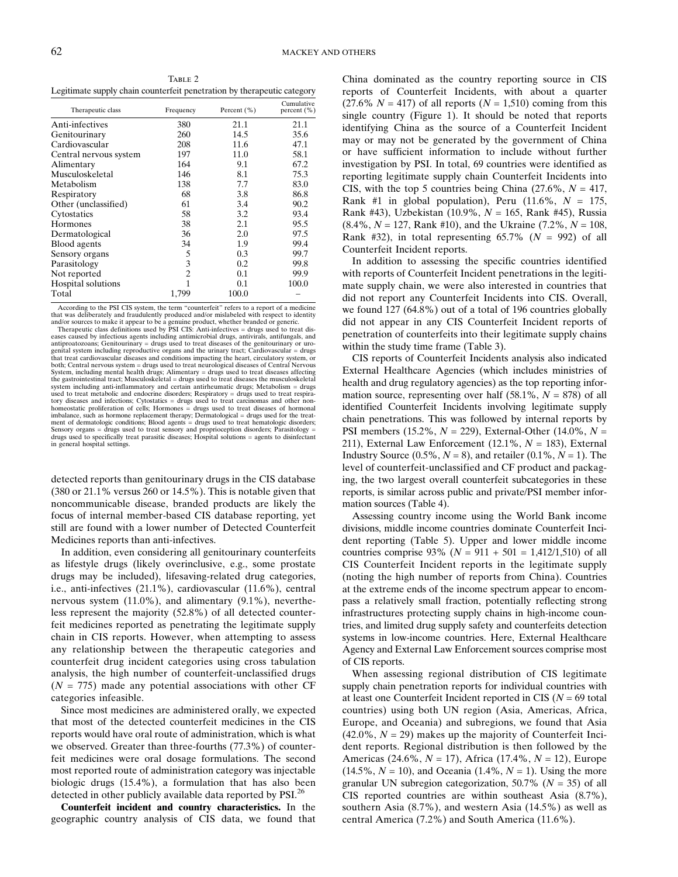TABLE 2
Legitimate supply chain counterfeit penetration by therapeutic category

| Therapeutic class | Frequency | Percent (%) | Cumulative percent (%) |
|---|---|---|---|
| Anti-infectives | 380 | 21.1 | 21.1 |
| Genitourinary | 260 | 14.5 | 35.6 |
| Cardiovascular | 208 | 11.6 | 47.1 |
| Central nervous system | 197 | 11.0 | 58.1 |
| Alimentary | 164 | 9.1 | 67.2 |
| Musculoskeletal | 146 | 8.1 | 75.3 |
| Metabolism | 138 | 7.7 | 83.0 |
| Respiratory | 68 | 3.8 | 86.8 |
| Other (unclassified) | 61 | 3.4 | 90.2 |
| Cytostatics | 58 | 3.2 | 93.4 |
| Hormones | 38 | 2.1 | 95.5 |
| Dermatological | 36 | 2.0 | 97.5 |
| Blood agents | 34 | 1.9 | 99.4 |
| Sensory organs | 5 | 0.3 | 99.7 |
| Parasitology | 3 | 0.2 | 99.8 |
| Not reported | 2 | 0.1 | 99.9 |
| Hospital solutions | 1 | 0.1 | 100.0 |
| Total | 1,799 | 100.0 | – |

According to the PSI CIS system, the term "counterfeit" refers to a report of a medicine that was deliberately and fraudulently produced and/or mislabeled with respect to identity and/or sources to make it appear to be a genuine product, whether branded or generic.

Therapeutic class definitions used by PSI CIS: Anti-infectives = drugs used to treat diseases caused by infectious agents including antimicrobial drugs, antivirals, antifungals, and antiproatozoans; Genitourinary = drugs used to treat diseases of the genitourinary or urogenital system including reproductive organs and the urinary tract; Cardiovascular = drugs that treat cardiovascular diseases and conditions impacting the heart, circulatory system, or both; Central nervous system = drugs used to treat neurological diseases of Central Nervous System, including mental health drugs; Alimentary = drugs used to treat diseases affecting the gastrointestinal tract; Musculoskeletal = drugs used to treat diseases the musculoskeletal system including anti-inflammatory and certain antirheumatic drugs; Metabolism = drugs used to treat metabolic and endocrine disorders; Respiratory = drugs used to treat respiratory diseases and infections; Cytostatics = drugs used to treat carcinomas and other nonhomeostatic proliferation of cells; Hormones = drugs used to treat diseases of hormonal imbalance, such as hormone replacement therapy; Dermatological = drugs used for the treatment of dermatologic conditions; Blood agents = drugs used to treat hematologic disorders; Sensory organs = drugs used to treat sensory and proprioception disorders; Parasitology = drugs used to specifically treat parasitic diseases; Hospital solutions = agents to disinfectant in general hospital settings.

detected reports than genitourinary drugs in the CIS database (380 or 21.1% versus 260 or 14.5%). This is notable given that noncommunicable disease, branded products are likely the focus of internal member-based CIS database reporting, yet still are found with a lower number of Detected Counterfeit Medicines reports than anti-infectives.

In addition, even considering all genitourinary counterfeits as lifestyle drugs (likely overinclusive, e.g., some prostate drugs may be included), lifesaving-related drug categories, i.e., anti-infectives (21.1%), cardiovascular (11.6%), central nervous system (11.0%), and alimentary (9.1%), nevertheless represent the majority (52.8%) of all detected counterfeit medicines reported as penetrating the legitimate supply chain in CIS reports. However, when attempting to assess any relationship between the therapeutic categories and counterfeit drug incident categories using cross tabulation analysis, the high number of counterfeit-unclassified drugs ($N$ = 775) made any potential associations with other CF categories infeasible.

Since most medicines are administered orally, we expected that most of the detected counterfeit medicines in the CIS reports would have oral route of administration, which is what we observed. Greater than three-fourths (77.3%) of counterfeit medicines were oral dosage formulations. The second most reported route of administration category was injectable biologic drugs (15.4%), a formulation that has also been detected in other publicly available data reported by PSI.[26]

**Counterfeit incident and country characteristics.** In the geographic country analysis of CIS data, we found that China dominated as the country reporting source in CIS reports of Counterfeit Incidents, with about a quarter (27.6% $N$ = 417) of all reports ($N$ = 1,510) coming from this single country (Figure 1). It should be noted that reports identifying China as the source of a Counterfeit Incident may or may not be generated by the government of China or have sufficient information to include without further investigation by PSI. In total, 69 countries were identified as reporting legitimate supply chain Counterfeit Incidents into CIS, with the top 5 countries being China (27.6%, $N$ = 417, Rank #1 in global population), Peru (11.6%, $N$ = 175, Rank #43), Uzbekistan (10.9%, $N$ = 165, Rank #45), Russia (8.4%, $N$ = 127, Rank #10), and the Ukraine (7.2%, $N$ = 108, Rank #32), in total representing 65.7% ($N$ = 992) of all Counterfeit Incident reports.

In addition to assessing the specific countries identified with reports of Counterfeit Incident penetrations in the legitimate supply chain, we were also interested in countries that did not report any Counterfeit Incidents into CIS. Overall, we found 127 (64.8%) out of a total of 196 countries globally did not appear in any CIS Counterfeit Incident reports of penetration of counterfeits into their legitimate supply chains within the study time frame (Table 3).

CIS reports of Counterfeit Incidents analysis also indicated External Healthcare Agencies (which includes ministries of health and drug regulatory agencies) as the top reporting information source, representing over half (58.1%, $N$ = 878) of all identified Counterfeit Incidents involving legitimate supply chain penetrations. This was followed by internal reports by PSI members (15.2%, $N$ = 229), External-Other (14.0%, $N$ = 211), External Law Enforcement (12.1%, $N$ = 183), External Industry Source (0.5%, $N$ = 8), and retailer (0.1%, $N$ = 1). The level of counterfeit-unclassified and CF product and packaging, the two largest overall counterfeit subcategories in these reports, is similar across public and private/PSI member information sources (Table 4).

Assessing country income using the World Bank income divisions, middle income countries dominate Counterfeit Incident reporting (Table 5). Upper and lower middle income countries comprise 93% ($N$ = 911 + 501 = 1,412/1,510) of all CIS Counterfeit Incident reports in the legitimate supply (noting the high number of reports from China). Countries at the extreme ends of the income spectrum appear to encompass a relatively small fraction, potentially reflecting strong infrastructures protecting supply chains in high-income countries, and limited drug supply safety and counterfeits detection systems in low-income countries. Here, External Healthcare Agency and External Law Enforcement sources comprise most of CIS reports.

When assessing regional distribution of CIS legitimate supply chain penetration reports for individual countries with at least one Counterfeit Incident reported in CIS ($N$ = 69 total countries) using both UN region (Asia, Americas, Africa, Europe, and Oceania) and subregions, we found that Asia (42.0%, $N$ = 29) makes up the majority of Counterfeit Incident reports. Regional distribution is then followed by the Americas (24.6%, $N$ = 17), Africa (17.4%, $N$ = 12), Europe (14.5%, $N$ = 10), and Oceania (1.4%, $N$ = 1). Using the more granular UN subregion categorization, 50.7% ($N$ = 35) of all CIS reported countries are within southeast Asia (8.7%), southern Asia (8.7%), and western Asia (14.5%) as well as central America (7.2%) and South America (11.6%).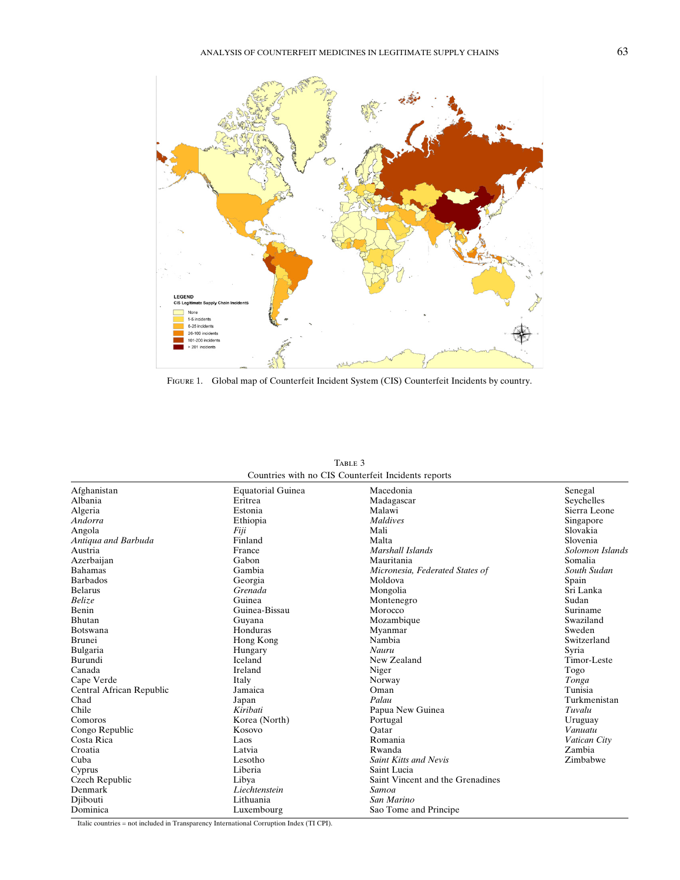FIGURE 1. Global map of Counterfeit Incident System (CIS) Counterfeit Incidents by country.

TABLE 3
Countries with no CIS Counterfeit Incidents reports

| | | | |
|---|---|---|---|
| Afghanistan | Equatorial Guinea | Macedonia | Senegal |
| Albania | Eritrea | Madagascar | Seychelles |
| Algeria | Estonia | Malawi | Sierra Leone |
| *Andorra* | Ethiopia | *Maldives* | Singapore |
| Angola | *Fiji* | Mali | Slovakia |
| *Antiqua and Barbuda* | Finland | Malta | Slovenia |
| Austria | France | *Marshall Islands* | *Solomon Islands* |
| Azerbaijan | Gabon | Mauritania | Somalia |
| Bahamas | Gambia | *Micronesia, Federated States of* | *South Sudan* |
| Barbados | Georgia | Moldova | Spain |
| Belarus | *Grenada* | Mongolia | Sri Lanka |
| *Belize* | Guinea | Montenegro | Sudan |
| Benin | Guinea-Bissau | Morocco | Suriname |
| Bhutan | Guyana | Mozambique | Swaziland |
| Botswana | Honduras | Myanmar | Sweden |
| Brunei | Hong Kong | Nambia | Switzerland |
| Bulgaria | Hungary | *Nauru* | Syria |
| Burundi | Iceland | New Zealand | Timor-Leste |
| Canada | Ireland | Niger | Togo |
| Cape Verde | Italy | Norway | *Tonga* |
| Central African Republic | Jamaica | Oman | Tunisia |
| Chad | Japan | *Palau* | Turkmenistan |
| Chile | *Kiribati* | Papua New Guinea | *Tuvalu* |
| Comoros | Korea (North) | Portugal | Uruguay |
| Congo Republic | Kosovo | Qatar | *Vanuatu* |
| Costa Rica | Laos | Romania | *Vatican City* |
| Croatia | Latvia | Rwanda | Zambia |
| Cuba | Lesotho | *Saint Kitts and Nevis* | Zimbabwe |
| Cyprus | Liberia | Saint Lucia | |
| Czech Republic | Libya | Saint Vincent and the Grenadines | |
| Denmark | *Liechtenstein* | *Samoa* | |
| Djibouti | Lithuania | *San Marino* | |
| Dominica | Luxembourg | Sao Tome and Principe | |

Italic countries = not included in Transparency International Corruption Index (TI CPI).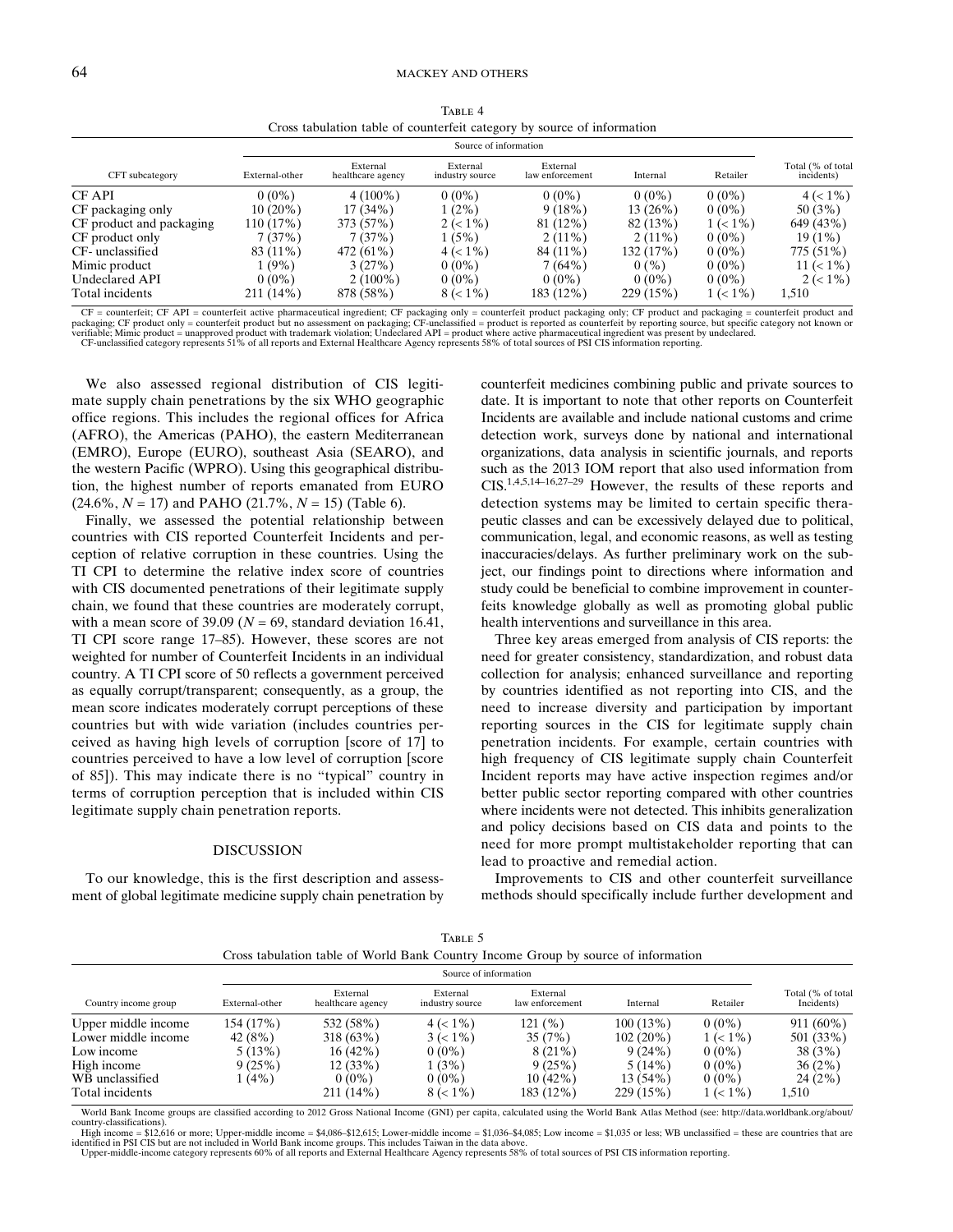Table 4

Cross tabulation table of counterfeit category by source of information

| CFT subcategory | Source of information | | | | | | Total (% of total incidents) |
|---|---|---|---|---|---|---|---|
| | External-other | External healthcare agency | External industry source | External law enforcement | Internal | Retailer | |
| CF API | 0 (0%) | 4 (100%) | 0 (0%) | 0 (0%) | 0 (0%) | 0 (0%) | 4 (< 1%) |
| CF packaging only | 10 (20%) | 17 (34%) | 1 (2%) | 9 (18%) | 13 (26%) | 0 (0%) | 50 (3%) |
| CF product and packaging | 110 (17%) | 373 (57%) | 2 (< 1%) | 81 (12%) | 82 (13%) | 1 (< 1%) | 649 (43%) |
| CF product only | 7 (37%) | 7 (37%) | 1 (5%) | 2 (11%) | 2 (11%) | 0 (0%) | 19 (1%) |
| CF- unclassified | 83 (11%) | 472 (61%) | 4 (< 1%) | 84 (11%) | 132 (17%) | 0 (0%) | 775 (51%) |
| Mimic product | 1 (9%) | 3 (27%) | 0 (0%) | 7 (64%) | 0 (%) | 0 (0%) | 11 (< 1%) |
| Undeclared API | 0 (0%) | 2 (100%) | 0 (0%) | 0 (0%) | 0 (0%) | 0 (0%) | 2 (< 1%) |
| Total incidents | 211 (14%) | 878 (58%) | 8 (< 1%) | 183 (12%) | 229 (15%) | 1 (< 1%) | 1,510 |

CF = counterfeit; CF API = counterfeit active pharmaceutical ingredient; CF packaging only = counterfeit product packaging only; CF product and packaging = counterfeit product and packaging; CF product only = counterfeit product but no assessment on packaging; CF-unclassified = product is reported as counterfeit by reporting source, but specific category not known or verifiable; Mimic product = unapproved product with trademark violation; Undeclared API = product where active pharmaceutical ingredient was present by undeclared.
CF-unclassified category represents 51% of all reports and External Healthcare Agency represents 58% of total sources of PSI CIS information reporting.

We also assessed regional distribution of CIS legitimate supply chain penetrations by the six WHO geographic office regions. This includes the regional offices for Africa (AFRO), the Americas (PAHO), the eastern Mediterranean (EMRO), Europe (EURO), southeast Asia (SEARO), and the western Pacific (WPRO). Using this geographical distribution, the highest number of reports emanated from EURO (24.6%, $N = 17$) and PAHO (21.7%, $N = 15$) (Table 6).

Finally, we assessed the potential relationship between countries with CIS reported Counterfeit Incidents and perception of relative corruption in these countries. Using the TI CPI to determine the relative index score of countries with CIS documented penetrations of their legitimate supply chain, we found that these countries are moderately corrupt, with a mean score of 39.09 ($N = 69$, standard deviation 16.41, TI CPI score range 17–85). However, these scores are not weighted for number of Counterfeit Incidents in an individual country. A TI CPI score of 50 reflects a government perceived as equally corrupt/transparent; consequently, as a group, the mean score indicates moderately corrupt perceptions of these countries but with wide variation (includes countries perceived as having high levels of corruption [score of 17] to countries perceived to have a low level of corruption [score of 85]). This may indicate there is no "typical" country in terms of corruption perception that is included within CIS legitimate supply chain penetration reports.

## DISCUSSION

To our knowledge, this is the first description and assessment of global legitimate medicine supply chain penetration by counterfeit medicines combining public and private sources to date. It is important to note that other reports on Counterfeit Incidents are available and include national customs and crime detection work, surveys done by national and international organizations, data analysis in scientific journals, and reports such as the 2013 IOM report that also used information from CIS.[1,4,5,14–16,27–29] However, the results of these reports and detection systems may be limited to certain specific therapeutic classes and can be excessively delayed due to political, communication, legal, and economic reasons, as well as testing inaccuracies/delays. As further preliminary work on the subject, our findings point to directions where information and study could be beneficial to combine improvement in counterfeits knowledge globally as well as promoting global public health interventions and surveillance in this area.

Three key areas emerged from analysis of CIS reports: the need for greater consistency, standardization, and robust data collection for analysis; enhanced surveillance and reporting by countries identified as not reporting into CIS, and the need to increase diversity and participation by important reporting sources in the CIS for legitimate supply chain penetration incidents. For example, certain countries with high frequency of CIS legitimate supply chain Counterfeit Incident reports may have active inspection regimes and/or better public sector reporting compared with other countries where incidents were not detected. This inhibits generalization and policy decisions based on CIS data and points to the need for more prompt multistakeholder reporting that can lead to proactive and remedial action.

Improvements to CIS and other counterfeit surveillance methods should specifically include further development and

Table 5

Cross tabulation table of World Bank Country Income Group by source of information

| Country income group | Source of information | | | | | | Total (% of total Incidents) |
|---|---|---|---|---|---|---|---|
| | External-other | External healthcare agency | External industry source | External law enforcement | Internal | Retailer | |
| Upper middle income | 154 (17%) | 532 (58%) | 4 (< 1%) | 121 (%) | 100 (13%) | 0 (0%) | 911 (60%) |
| Lower middle income | 42 (8%) | 318 (63%) | 3 (< 1%) | 35 (7%) | 102 (20%) | 1 (< 1%) | 501 (33%) |
| Low income | 5 (13%) | 16 (42%) | 0 (0%) | 8 (21%) | 9 (24%) | 0 (0%) | 38 (3%) |
| High income | 9 (25%) | 12 (33%) | 1 (3%) | 9 (25%) | 5 (14%) | 0 (0%) | 36 (2%) |
| WB unclassified | 1 (4%) | 0 (0%) | 0 (0%) | 10 (42%) | 13 (54%) | 0 (0%) | 24 (2%) |
| Total incidents | | 211 (14%) | 8 (< 1%) | 183 (12%) | 229 (15%) | 1 (< 1%) | 1,510 |

World Bank Income groups are classified according to 2012 Gross National Income (GNI) per capita, calculated using the World Bank Atlas Method (see: http://data.worldbank.org/about/country-classifications).
High income = $12,616 or more; Upper-middle income = $4,086–$12,615; Lower-middle income = $1,036–$4,085; Low income = $1,035 or less; WB unclassified = these are countries that are identified in PSI CIS but are not included in World Bank income groups. This includes Taiwan in the data above.
Upper-middle-income category represents 60% of all reports and External Healthcare Agency represents 58% of total sources of PSI CIS information reporting.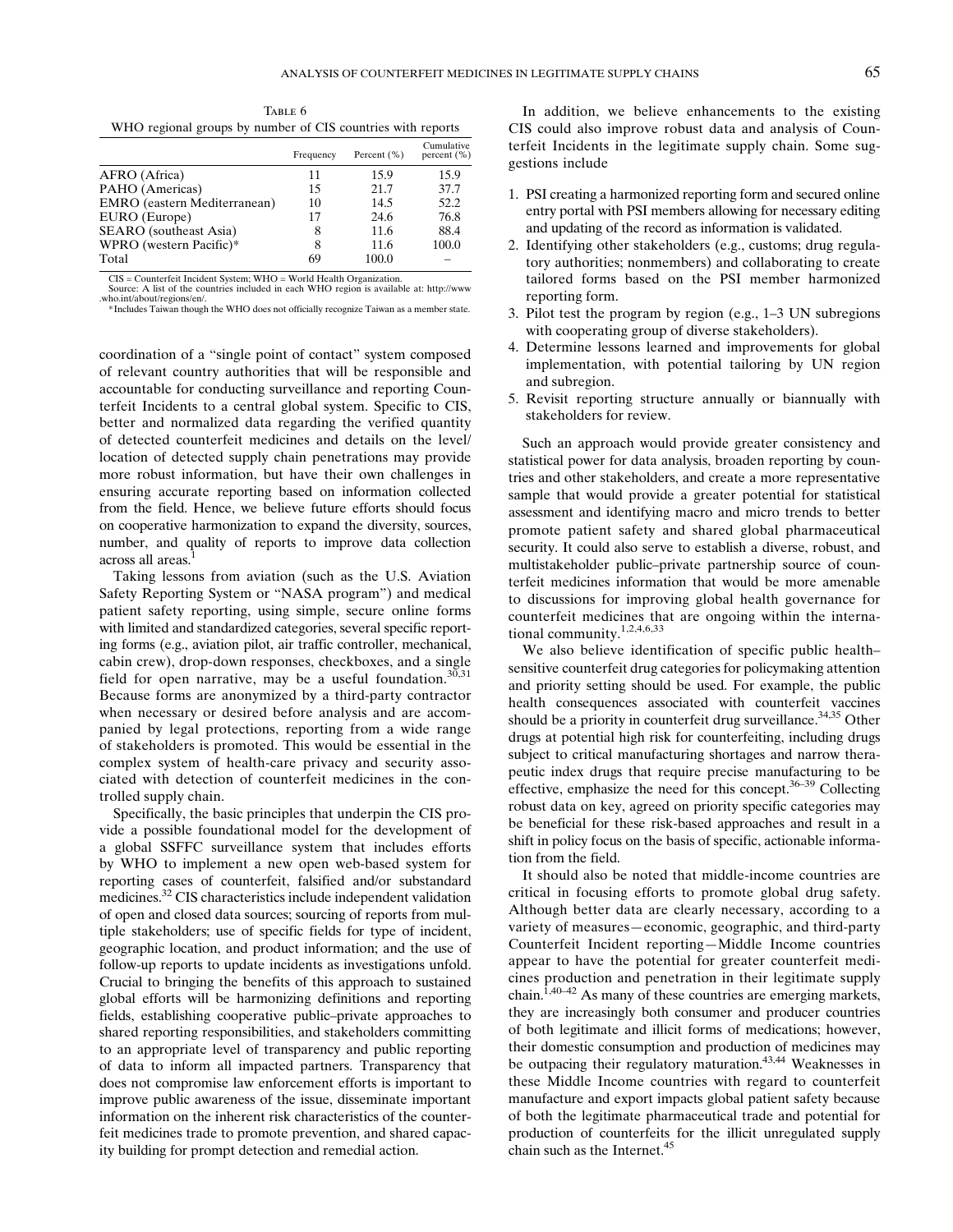Table 6
WHO regional groups by number of CIS countries with reports

| | Frequency | Percent (%) | Cumulative percent (%) |
|---|---|---|---|
| AFRO (Africa) | 11 | 15.9 | 15.9 |
| PAHO (Americas) | 15 | 21.7 | 37.7 |
| EMRO (eastern Mediterranean) | 10 | 14.5 | 52.2 |
| EURO (Europe) | 17 | 24.6 | 76.8 |
| SEARO (southeast Asia) | 8 | 11.6 | 88.4 |
| WPRO (western Pacific)* | 8 | 11.6 | 100.0 |
| Total | 69 | 100.0 | – |

CIS = Counterfeit Incident System; WHO = World Health Organization.
Source: A list of the countries included in each WHO region is available at: http://www.who.int/about/regions/en/.
*Includes Taiwan though the WHO does not officially recognize Taiwan as a member state.

coordination of a "single point of contact" system composed of relevant country authorities that will be responsible and accountable for conducting surveillance and reporting Counterfeit Incidents to a central global system. Specific to CIS, better and normalized data regarding the verified quantity of detected counterfeit medicines and details on the level/location of detected supply chain penetrations may provide more robust information, but have their own challenges in ensuring accurate reporting based on information collected from the field. Hence, we believe future efforts should focus on cooperative harmonization to expand the diversity, sources, number, and quality of reports to improve data collection across all areas.[1]

Taking lessons from aviation (such as the U.S. Aviation Safety Reporting System or "NASA program") and medical patient safety reporting, using simple, secure online forms with limited and standardized categories, several specific reporting forms (e.g., aviation pilot, air traffic controller, mechanical, cabin crew), drop-down responses, checkboxes, and a single field for open narrative, may be a useful foundation.[30,31] Because forms are anonymized by a third-party contractor when necessary or desired before analysis and are accompanied by legal protections, reporting from a wide range of stakeholders is promoted. This would be essential in the complex system of health-care privacy and security associated with detection of counterfeit medicines in the controlled supply chain.

Specifically, the basic principles that underpin the CIS provide a possible foundational model for the development of a global SSFFC surveillance system that includes efforts by WHO to implement a new open web-based system for reporting cases of counterfeit, falsified and/or substandard medicines.[32] CIS characteristics include independent validation of open and closed data sources; sourcing of reports from multiple stakeholders; use of specific fields for type of incident, geographic location, and product information; and the use of follow-up reports to update incidents as investigations unfold. Crucial to bringing the benefits of this approach to sustained global efforts will be harmonizing definitions and reporting fields, establishing cooperative public–private approaches to shared reporting responsibilities, and stakeholders committing to an appropriate level of transparency and public reporting of data to inform all impacted partners. Transparency that does not compromise law enforcement efforts is important to improve public awareness of the issue, disseminate important information on the inherent risk characteristics of the counterfeit medicines trade to promote prevention, and shared capacity building for prompt detection and remedial action.

In addition, we believe enhancements to the existing CIS could also improve robust data and analysis of Counterfeit Incidents in the legitimate supply chain. Some suggestions include

1. PSI creating a harmonized reporting form and secured online entry portal with PSI members allowing for necessary editing and updating of the record as information is validated.
2. Identifying other stakeholders (e.g., customs; drug regulatory authorities; nonmembers) and collaborating to create tailored forms based on the PSI member harmonized reporting form.
3. Pilot test the program by region (e.g., 1–3 UN subregions with cooperating group of diverse stakeholders).
4. Determine lessons learned and improvements for global implementation, with potential tailoring by UN region and subregion.
5. Revisit reporting structure annually or biannually with stakeholders for review.

Such an approach would provide greater consistency and statistical power for data analysis, broaden reporting by countries and other stakeholders, and create a more representative sample that would provide a greater potential for statistical assessment and identifying macro and micro trends to better promote patient safety and shared global pharmaceutical security. It could also serve to establish a diverse, robust, and multistakeholder public–private partnership source of counterfeit medicines information that would be more amenable to discussions for improving global health governance for counterfeit medicines that are ongoing within the international community.[1,2,4,6,33]

We also believe identification of specific public health–sensitive counterfeit drug categories for policymaking attention and priority setting should be used. For example, the public health consequences associated with counterfeit vaccines should be a priority in counterfeit drug surveillance.[34,35] Other drugs at potential high risk for counterfeiting, including drugs subject to critical manufacturing shortages and narrow therapeutic index drugs that require precise manufacturing to be effective, emphasize the need for this concept.[36–39] Collecting robust data on key, agreed on priority specific categories may be beneficial for these risk-based approaches and result in a shift in policy focus on the basis of specific, actionable information from the field.

It should also be noted that middle-income countries are critical in focusing efforts to promote global drug safety. Although better data are clearly necessary, according to a variety of measures—economic, geographic, and third-party Counterfeit Incident reporting—Middle Income countries appear to have the potential for greater counterfeit medicines production and penetration in their legitimate supply chain.[1,40–42] As many of these countries are emerging markets, they are increasingly both consumer and producer countries of both legitimate and illicit forms of medications; however, their domestic consumption and production of medicines may be outpacing their regulatory maturation.[43,44] Weaknesses in these Middle Income countries with regard to counterfeit manufacture and export impacts global patient safety because of both the legitimate pharmaceutical trade and potential for production of counterfeits for the illicit unregulated supply chain such as the Internet.[45]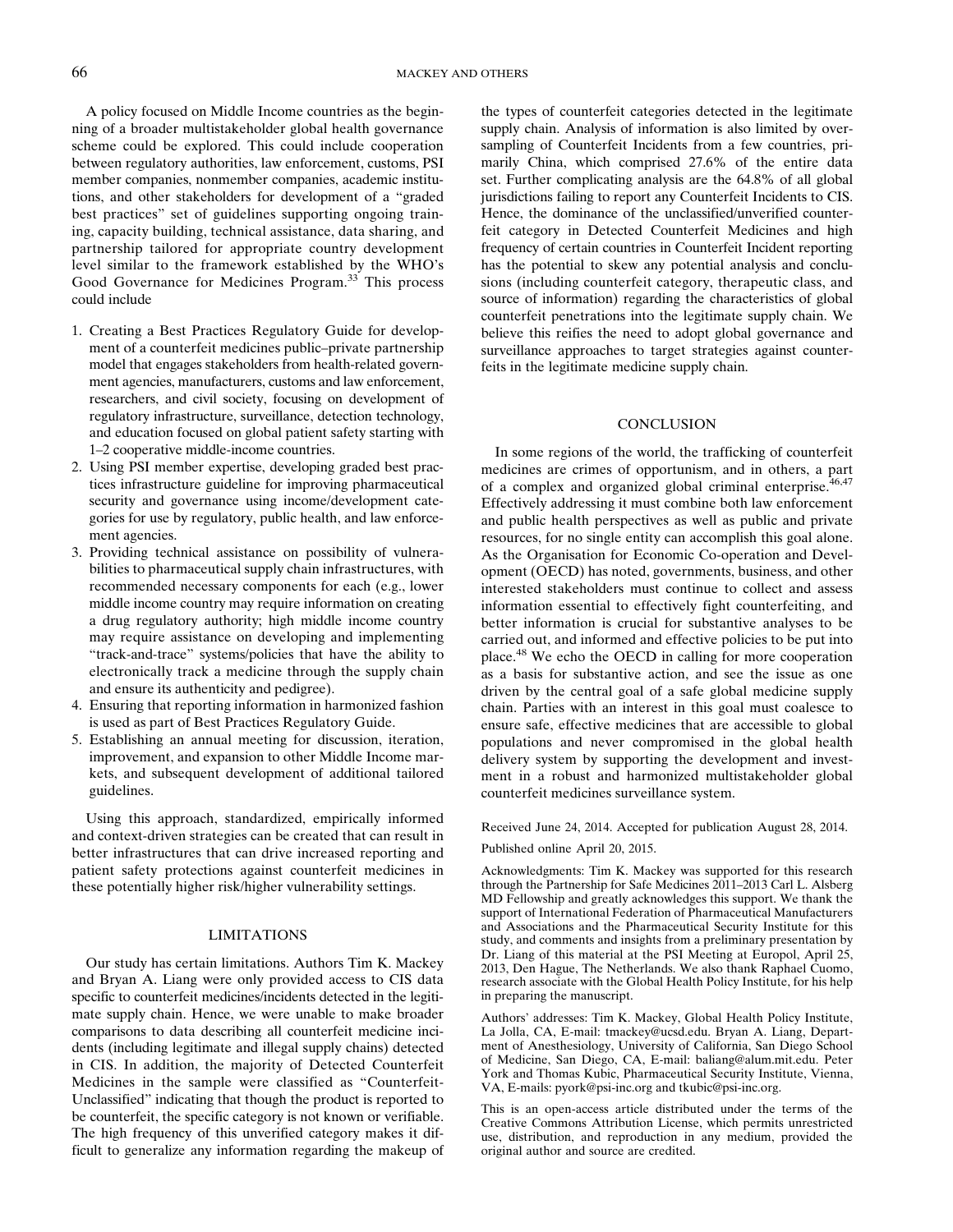A policy focused on Middle Income countries as the beginning of a broader multistakeholder global health governance scheme could be explored. This could include cooperation between regulatory authorities, law enforcement, customs, PSI member companies, nonmember companies, academic institutions, and other stakeholders for development of a "graded best practices" set of guidelines supporting ongoing training, capacity building, technical assistance, data sharing, and partnership tailored for appropriate country development level similar to the framework established by the WHO's Good Governance for Medicines Program.[33] This process could include

1. Creating a Best Practices Regulatory Guide for development of a counterfeit medicines public–private partnership model that engages stakeholders from health-related government agencies, manufacturers, customs and law enforcement, researchers, and civil society, focusing on development of regulatory infrastructure, surveillance, detection technology, and education focused on global patient safety starting with 1–2 cooperative middle-income countries.
2. Using PSI member expertise, developing graded best practices infrastructure guideline for improving pharmaceutical security and governance using income/development categories for use by regulatory, public health, and law enforcement agencies.
3. Providing technical assistance on possibility of vulnerabilities to pharmaceutical supply chain infrastructures, with recommended necessary components for each (e.g., lower middle income country may require information on creating a drug regulatory authority; high middle income country may require assistance on developing and implementing "track-and-trace" systems/policies that have the ability to electronically track a medicine through the supply chain and ensure its authenticity and pedigree).
4. Ensuring that reporting information in harmonized fashion is used as part of Best Practices Regulatory Guide.
5. Establishing an annual meeting for discussion, iteration, improvement, and expansion to other Middle Income markets, and subsequent development of additional tailored guidelines.

Using this approach, standardized, empirically informed and context-driven strategies can be created that can result in better infrastructures that can drive increased reporting and patient safety protections against counterfeit medicines in these potentially higher risk/higher vulnerability settings.

## LIMITATIONS

Our study has certain limitations. Authors Tim K. Mackey and Bryan A. Liang were only provided access to CIS data specific to counterfeit medicines/incidents detected in the legitimate supply chain. Hence, we were unable to make broader comparisons to data describing all counterfeit medicine incidents (including legitimate and illegal supply chains) detected in CIS. In addition, the majority of Detected Counterfeit Medicines in the sample were classified as "Counterfeit-Unclassified" indicating that though the product is reported to be counterfeit, the specific category is not known or verifiable. The high frequency of this unverified category makes it difficult to generalize any information regarding the makeup of the types of counterfeit categories detected in the legitimate supply chain. Analysis of information is also limited by oversampling of Counterfeit Incidents from a few countries, primarily China, which comprised 27.6% of the entire data set. Further complicating analysis are the 64.8% of all global jurisdictions failing to report any Counterfeit Incidents to CIS. Hence, the dominance of the unclassified/unverified counterfeit category in Detected Counterfeit Medicines and high frequency of certain countries in Counterfeit Incident reporting has the potential to skew any potential analysis and conclusions (including counterfeit category, therapeutic class, and source of information) regarding the characteristics of global counterfeit penetrations into the legitimate supply chain. We believe this reifies the need to adopt global governance and surveillance approaches to target strategies against counterfeits in the legitimate medicine supply chain.

## CONCLUSION

In some regions of the world, the trafficking of counterfeit medicines are crimes of opportunism, and in others, a part of a complex and organized global criminal enterprise.[46,47] Effectively addressing it must combine both law enforcement and public health perspectives as well as public and private resources, for no single entity can accomplish this goal alone. As the Organisation for Economic Co-operation and Development (OECD) has noted, governments, business, and other interested stakeholders must continue to collect and assess information essential to effectively fight counterfeiting, and better information is crucial for substantive analyses to be carried out, and informed and effective policies to be put into place.[48] We echo the OECD in calling for more cooperation as a basis for substantive action, and see the issue as one driven by the central goal of a safe global medicine supply chain. Parties with an interest in this goal must coalesce to ensure safe, effective medicines that are accessible to global populations and never compromised in the global health delivery system by supporting the development and investment in a robust and harmonized multistakeholder global counterfeit medicines surveillance system.

Received June 24, 2014. Accepted for publication August 28, 2014.

Published online April 20, 2015.

Acknowledgments: Tim K. Mackey was supported for this research through the Partnership for Safe Medicines 2011–2013 Carl L. Alsberg MD Fellowship and greatly acknowledges this support. We thank the support of International Federation of Pharmaceutical Manufacturers and Associations and the Pharmaceutical Security Institute for this study, and comments and insights from a preliminary presentation by Dr. Liang of this material at the PSI Meeting at Europol, April 25, 2013, Den Hague, The Netherlands. We also thank Raphael Cuomo, research associate with the Global Health Policy Institute, for his help in preparing the manuscript.

Authors' addresses: Tim K. Mackey, Global Health Policy Institute, La Jolla, CA, E-mail: tmackey@ucsd.edu. Bryan A. Liang, Department of Anesthesiology, University of California, San Diego School of Medicine, San Diego, CA, E-mail: baliang@alum.mit.edu. Peter York and Thomas Kubic, Pharmaceutical Security Institute, Vienna, VA, E-mails: pyork@psi-inc.org and tkubic@psi-inc.org.

This is an open-access article distributed under the terms of the Creative Commons Attribution License, which permits unrestricted use, distribution, and reproduction in any medium, provided the original author and source are credited.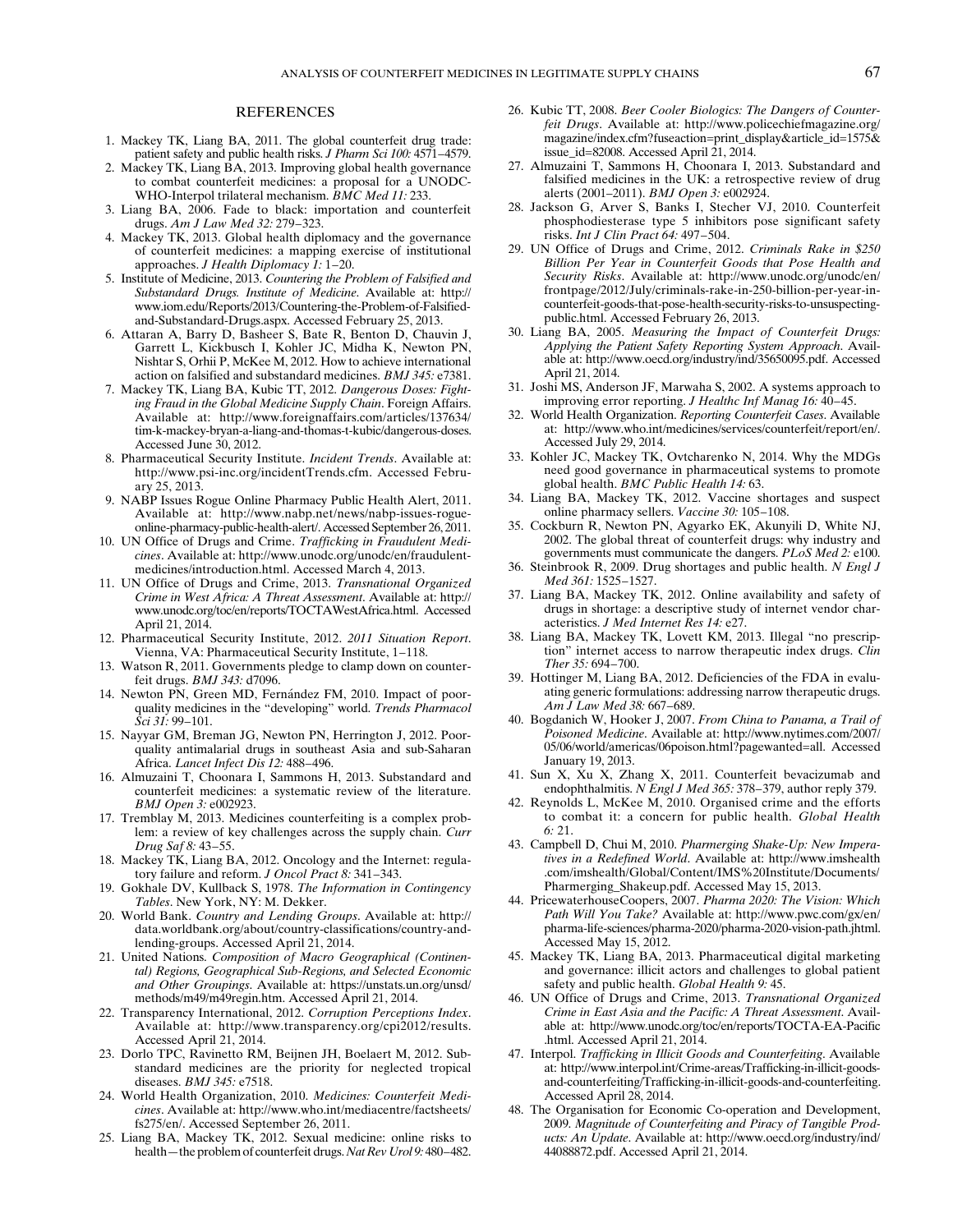## REFERENCES

1. Mackey TK, Liang BA, 2011. The global counterfeit drug trade: patient safety and public health risks. *J Pharm Sci 100:* 4571–4579.
2. Mackey TK, Liang BA, 2013. Improving global health governance to combat counterfeit medicines: a proposal for a UNODC-WHO-Interpol trilateral mechanism. *BMC Med 11:* 233.
3. Liang BA, 2006. Fade to black: importation and counterfeit drugs. *Am J Law Med 32:* 279–323.
4. Mackey TK, 2013. Global health diplomacy and the governance of counterfeit medicines: a mapping exercise of institutional approaches. *J Health Diplomacy 1:* 1–20.
5. Institute of Medicine, 2013. *Countering the Problem of Falsified and Substandard Drugs. Institute of Medicine*. Available at: http://www.iom.edu/Reports/2013/Countering-the-Problem-of-Falsified-and-Substandard-Drugs.aspx. Accessed February 25, 2013.
6. Attaran A, Barry D, Basheer S, Bate R, Benton D, Chauvin J, Garrett L, Kickbusch I, Kohler JC, Midha K, Newton PN, Nishtar S, Orhii P, McKee M, 2012. How to achieve international action on falsified and substandard medicines. *BMJ 345:* e7381.
7. Mackey TK, Liang BA, Kubic TT, 2012. *Dangerous Doses: Fighting Fraud in the Global Medicine Supply Chain*. Foreign Affairs. Available at: http://www.foreignaffairs.com/articles/137634/tim-k-mackey-bryan-a-liang-and-thomas-t-kubic/dangerous-doses. Accessed June 30, 2012.
8. Pharmaceutical Security Institute. *Incident Trends*. Available at: http://www.psi-inc.org/incidentTrends.cfm. Accessed February 25, 2013.
9. NABP Issues Rogue Online Pharmacy Public Health Alert, 2011. Available at: http://www.nabp.net/news/nabp-issues-rogue-online-pharmacy-public-health-alert/. Accessed September 26, 2011.
10. UN Office of Drugs and Crime. *Trafficking in Fraudulent Medicines*. Available at: http://www.unodc.org/unodc/en/fraudulent-medicines/introduction.html. Accessed March 4, 2013.
11. UN Office of Drugs and Crime, 2013. *Transnational Organized Crime in West Africa: A Threat Assessment*. Available at: http://www.unodc.org/toc/en/reports/TOCTAWestAfrica.html. Accessed April 21, 2014.
12. Pharmaceutical Security Institute, 2012. *2011 Situation Report*. Vienna, VA: Pharmaceutical Security Institute, 1–118.
13. Watson R, 2011. Governments pledge to clamp down on counterfeit drugs. *BMJ 343:* d7096.
14. Newton PN, Green MD, Fernández FM, 2010. Impact of poor-quality medicines in the "developing" world. *Trends Pharmacol Sci 31:* 99–101.
15. Nayyar GM, Breman JG, Newton PN, Herrington J, 2012. Poor-quality antimalarial drugs in southeast Asia and sub-Saharan Africa. *Lancet Infect Dis 12:* 488–496.
16. Almuzaini T, Choonara I, Sammons H, 2013. Substandard and counterfeit medicines: a systematic review of the literature. *BMJ Open 3:* e002923.
17. Tremblay M, 2013. Medicines counterfeiting is a complex problem: a review of key challenges across the supply chain. *Curr Drug Saf 8:* 43–55.
18. Mackey TK, Liang BA, 2012. Oncology and the Internet: regulatory failure and reform. *J Oncol Pract 8:* 341–343.
19. Gokhale DV, Kullback S, 1978. *The Information in Contingency Tables*. New York, NY: M. Dekker.
20. World Bank. *Country and Lending Groups*. Available at: http://data.worldbank.org/about/country-classifications/country-and-lending-groups. Accessed April 21, 2014.
21. United Nations. *Composition of Macro Geographical (Continental) Regions, Geographical Sub-Regions, and Selected Economic and Other Groupings*. Available at: https://unstats.un.org/unsd/methods/m49/m49regin.htm. Accessed April 21, 2014.
22. Transparency International, 2012. *Corruption Perceptions Index*. Available at: http://www.transparency.org/cpi2012/results. Accessed April 21, 2014.
23. Dorlo TPC, Ravinetto RM, Beijnen JH, Boelaert M, 2012. Substandard medicines are the priority for neglected tropical diseases. *BMJ 345:* e7518.
24. World Health Organization, 2010. *Medicines: Counterfeit Medicines*. Available at: http://www.who.int/mediacentre/factsheets/fs275/en/. Accessed September 26, 2011.
25. Liang BA, Mackey TK, 2012. Sexual medicine: online risks to health—the problem of counterfeit drugs. *Nat Rev Urol 9:* 480–482.
26. Kubic TT, 2008. *Beer Cooler Biologics: The Dangers of Counterfeit Drugs*. Available at: http://www.policechiefmagazine.org/magazine/index.cfm?fuseaction=print_display&article_id=1575&issue_id=82008. Accessed April 21, 2014.
27. Almuzaini T, Sammons H, Choonara I, 2013. Substandard and falsified medicines in the UK: a retrospective review of drug alerts (2001–2011). *BMJ Open 3:* e002924.
28. Jackson G, Arver S, Banks I, Stecher VJ, 2010. Counterfeit phosphodiesterase type 5 inhibitors pose significant safety risks. *Int J Clin Pract 64:* 497–504.
29. UN Office of Drugs and Crime, 2012. *Criminals Rake in $250 Billion Per Year in Counterfeit Goods that Pose Health and Security Risks*. Available at: http://www.unodc.org/unodc/en/frontpage/2012/July/criminals-rake-in-250-billion-per-year-in-counterfeit-goods-that-pose-health-security-risks-to-unsuspecting-public.html. Accessed February 26, 2013.
30. Liang BA, 2005. *Measuring the Impact of Counterfeit Drugs: Applying the Patient Safety Reporting System Approach*. Available at: http://www.oecd.org/industry/ind/35650095.pdf. Accessed April 21, 2014.
31. Joshi MS, Anderson JF, Marwaha S, 2002. A systems approach to improving error reporting. *J Healthc Inf Manag 16:* 40–45.
32. World Health Organization. *Reporting Counterfeit Cases*. Available at: http://www.who.int/medicines/services/counterfeit/report/en/. Accessed July 29, 2014.
33. Kohler JC, Mackey TK, Ovtcharenko N, 2014. Why the MDGs need good governance in pharmaceutical systems to promote global health. *BMC Public Health 14:* 63.
34. Liang BA, Mackey TK, 2012. Vaccine shortages and suspect online pharmacy sellers. *Vaccine 30:* 105–108.
35. Cockburn R, Newton PN, Agyarko EK, Akunyili D, White NJ, 2002. The global threat of counterfeit drugs: why industry and governments must communicate the dangers. *PLoS Med 2:* e100.
36. Steinbrook R, 2009. Drug shortages and public health. *N Engl J Med 361:* 1525–1527.
37. Liang BA, Mackey TK, 2012. Online availability and safety of drugs in shortage: a descriptive study of internet vendor characteristics. *J Med Internet Res 14:* e27.
38. Liang BA, Mackey TK, Lovett KM, 2013. Illegal "no prescription" internet access to narrow therapeutic index drugs. *Clin Ther 35:* 694–700.
39. Hottinger M, Liang BA, 2012. Deficiencies of the FDA in evaluating generic formulations: addressing narrow therapeutic drugs. *Am J Law Med 38:* 667–689.
40. Bogdanich W, Hooker J, 2007. *From China to Panama, a Trail of Poisoned Medicine*. Available at: http://www.nytimes.com/2007/05/06/world/americas/06poison.html?pagewanted=all. Accessed January 19, 2013.
41. Sun X, Xu X, Zhang X, 2011. Counterfeit bevacizumab and endophthalmitis. *N Engl J Med 365:* 378–379, author reply 379.
42. Reynolds L, McKee M, 2010. Organised crime and the efforts to combat it: a concern for public health. *Global Health 6:* 21.
43. Campbell D, Chui M, 2010. *Pharmerging Shake-Up: New Imperatives in a Redefined World*. Available at: http://www.imshealth.com/imshealth/Global/Content/IMS%20Institute/Documents/Pharmerging_Shakeup.pdf. Accessed May 15, 2013.
44. PricewaterhouseCoopers, 2007. *Pharma 2020: The Vision: Which Path Will You Take?* Available at: http://www.pwc.com/gx/en/pharma-life-sciences/pharma-2020/pharma-2020-vision-path.jhtml. Accessed May 15, 2012.
45. Mackey TK, Liang BA, 2013. Pharmaceutical digital marketing and governance: illicit actors and challenges to global patient safety and public health. *Global Health 9:* 45.
46. UN Office of Drugs and Crime, 2013. *Transnational Organized Crime in East Asia and the Pacific: A Threat Assessment*. Available at: http://www.unodc.org/toc/en/reports/TOCTA-EA-Pacific.html. Accessed April 21, 2014.
47. Interpol. *Trafficking in Illicit Goods and Counterfeiting*. Available at: http://www.interpol.int/Crime-areas/Trafficking-in-illicit-goods-and-counterfeiting/Trafficking-in-illicit-goods-and-counterfeiting. Accessed April 28, 2014.
48. The Organisation for Economic Co-operation and Development, 2009. *Magnitude of Counterfeiting and Piracy of Tangible Products: An Update*. Available at: http://www.oecd.org/industry/ind/44088872.pdf. Accessed April 21, 2014.